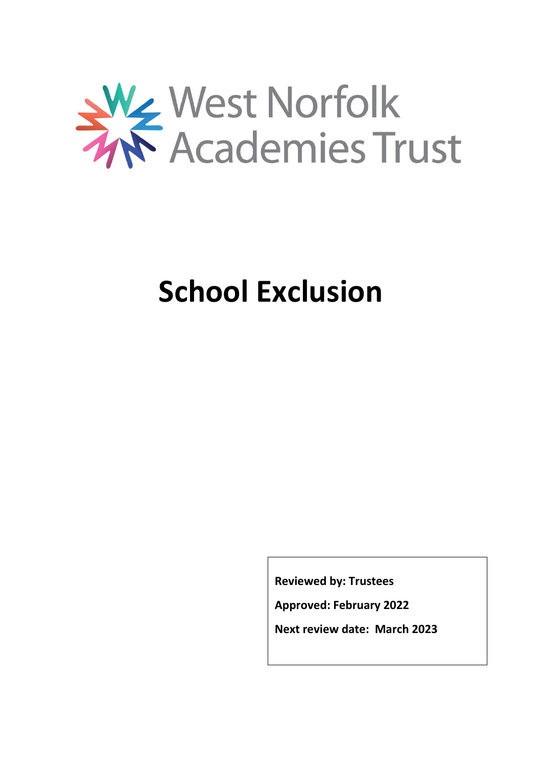West Norfolk Academies Trust

# School Exclusion

**Reviewed by: Trustees**

**Approved: February 2022**

**Next review date: March 2023**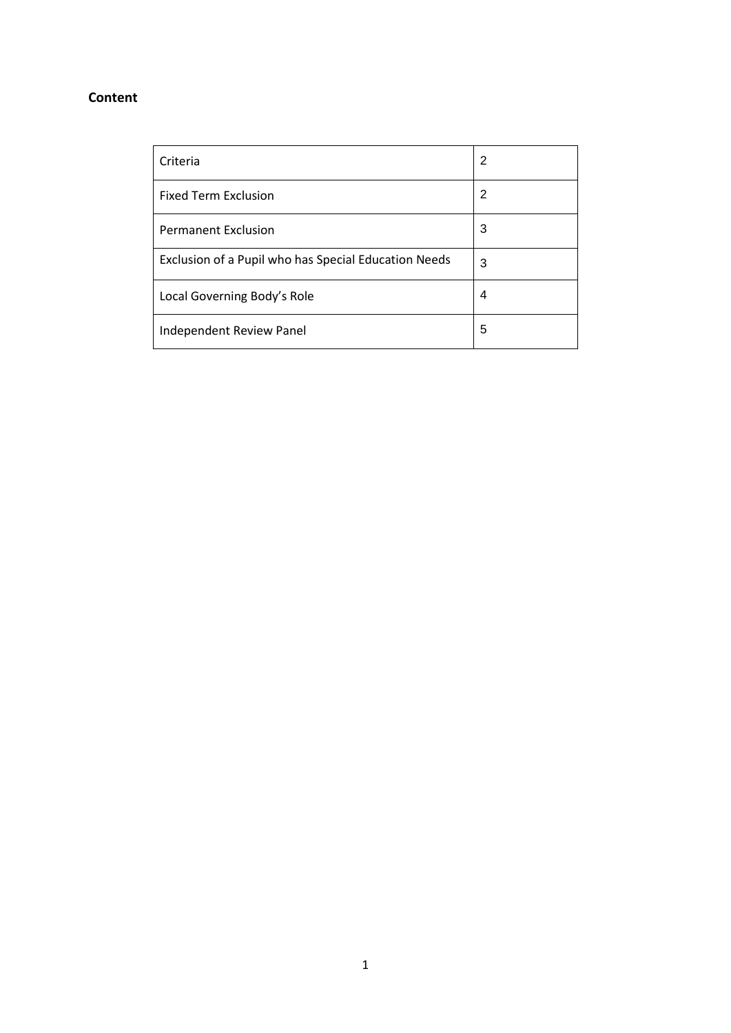**Content**

| Criteria | 2 |
| --- | --- |
| Fixed Term Exclusion | 2 |
| Permanent Exclusion | 3 |
| Exclusion of a Pupil who has Special Education Needs | 3 |
| Local Governing Body's Role | 4 |
| Independent Review Panel | 5 |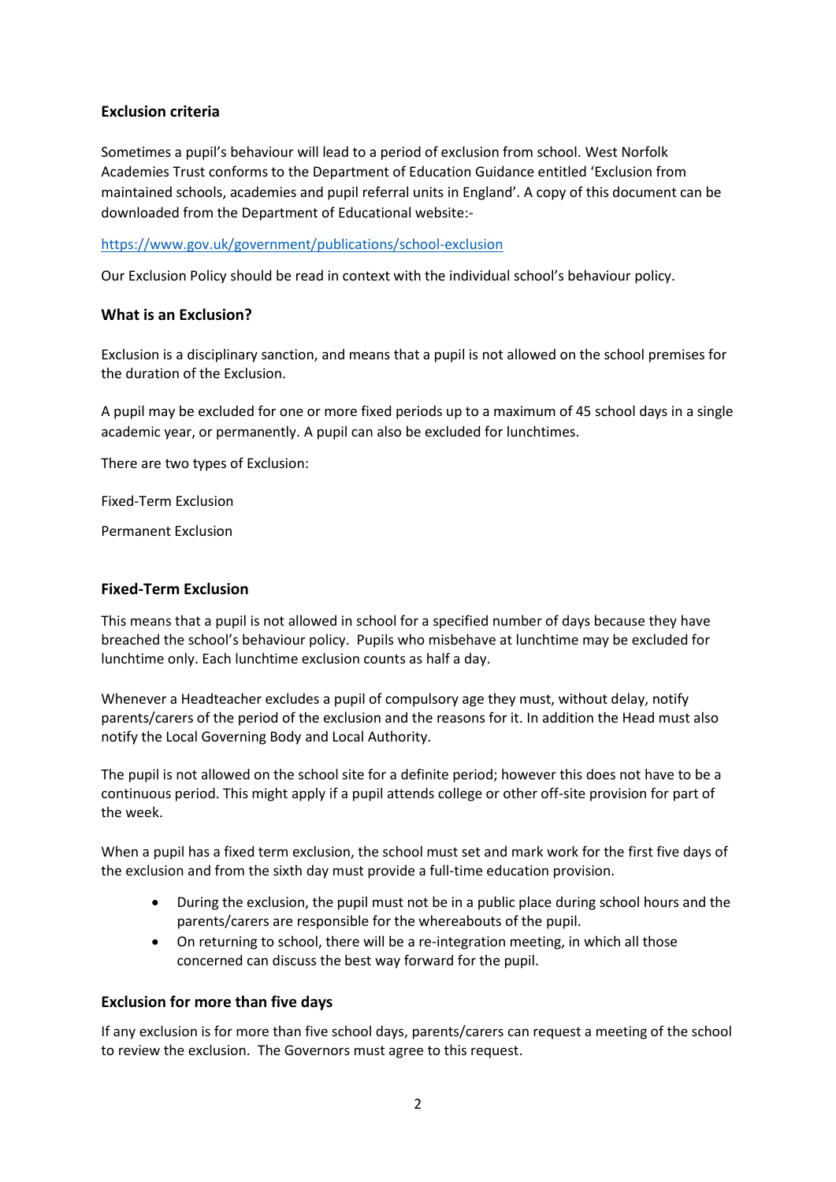### Exclusion criteria

Sometimes a pupil's behaviour will lead to a period of exclusion from school. West Norfolk Academies Trust conforms to the Department of Education Guidance entitled 'Exclusion from maintained schools, academies and pupil referral units in England'. A copy of this document can be downloaded from the Department of Educational website:-

https://www.gov.uk/government/publications/school-exclusion

Our Exclusion Policy should be read in context with the individual school's behaviour policy.

### What is an Exclusion?

Exclusion is a disciplinary sanction, and means that a pupil is not allowed on the school premises for the duration of the Exclusion.

A pupil may be excluded for one or more fixed periods up to a maximum of 45 school days in a single academic year, or permanently. A pupil can also be excluded for lunchtimes.

There are two types of Exclusion:

Fixed-Term Exclusion

Permanent Exclusion

### Fixed-Term Exclusion

This means that a pupil is not allowed in school for a specified number of days because they have breached the school's behaviour policy. Pupils who misbehave at lunchtime may be excluded for lunchtime only. Each lunchtime exclusion counts as half a day.

Whenever a Headteacher excludes a pupil of compulsory age they must, without delay, notify parents/carers of the period of the exclusion and the reasons for it. In addition the Head must also notify the Local Governing Body and Local Authority.

The pupil is not allowed on the school site for a definite period; however this does not have to be a continuous period. This might apply if a pupil attends college or other off-site provision for part of the week.

When a pupil has a fixed term exclusion, the school must set and mark work for the first five days of the exclusion and from the sixth day must provide a full-time education provision.

- During the exclusion, the pupil must not be in a public place during school hours and the parents/carers are responsible for the whereabouts of the pupil.
- On returning to school, there will be a re-integration meeting, in which all those concerned can discuss the best way forward for the pupil.

### Exclusion for more than five days

If any exclusion is for more than five school days, parents/carers can request a meeting of the school to review the exclusion. The Governors must agree to this request.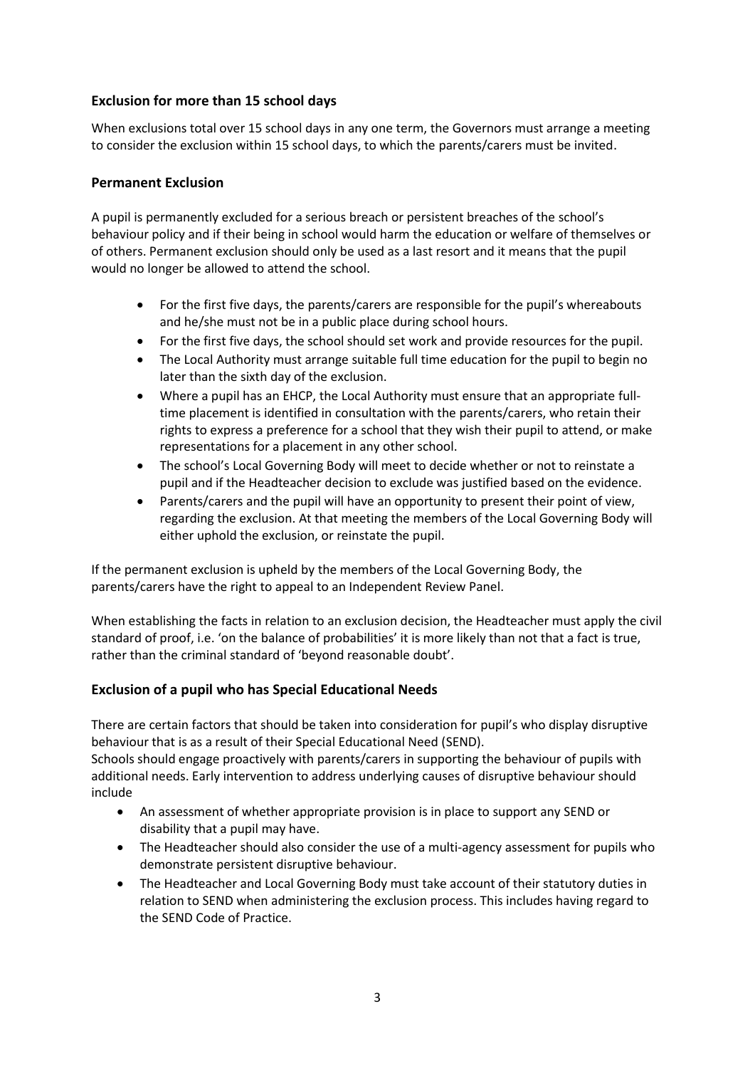### Exclusion for more than 15 school days

When exclusions total over 15 school days in any one term, the Governors must arrange a meeting to consider the exclusion within 15 school days, to which the parents/carers must be invited.

### Permanent Exclusion

A pupil is permanently excluded for a serious breach or persistent breaches of the school's behaviour policy and if their being in school would harm the education or welfare of themselves or of others. Permanent exclusion should only be used as a last resort and it means that the pupil would no longer be allowed to attend the school.

- For the first five days, the parents/carers are responsible for the pupil's whereabouts and he/she must not be in a public place during school hours.
- For the first five days, the school should set work and provide resources for the pupil.
- The Local Authority must arrange suitable full time education for the pupil to begin no later than the sixth day of the exclusion.
- Where a pupil has an EHCP, the Local Authority must ensure that an appropriate full-time placement is identified in consultation with the parents/carers, who retain their rights to express a preference for a school that they wish their pupil to attend, or make representations for a placement in any other school.
- The school's Local Governing Body will meet to decide whether or not to reinstate a pupil and if the Headteacher decision to exclude was justified based on the evidence.
- Parents/carers and the pupil will have an opportunity to present their point of view, regarding the exclusion. At that meeting the members of the Local Governing Body will either uphold the exclusion, or reinstate the pupil.

If the permanent exclusion is upheld by the members of the Local Governing Body, the parents/carers have the right to appeal to an Independent Review Panel.

When establishing the facts in relation to an exclusion decision, the Headteacher must apply the civil standard of proof, i.e. 'on the balance of probabilities' it is more likely than not that a fact is true, rather than the criminal standard of 'beyond reasonable doubt'.

### Exclusion of a pupil who has Special Educational Needs

There are certain factors that should be taken into consideration for pupil's who display disruptive behaviour that is as a result of their Special Educational Need (SEND).
Schools should engage proactively with parents/carers in supporting the behaviour of pupils with additional needs. Early intervention to address underlying causes of disruptive behaviour should include

- An assessment of whether appropriate provision is in place to support any SEND or disability that a pupil may have.
- The Headteacher should also consider the use of a multi-agency assessment for pupils who demonstrate persistent disruptive behaviour.
- The Headteacher and Local Governing Body must take account of their statutory duties in relation to SEND when administering the exclusion process. This includes having regard to the SEND Code of Practice.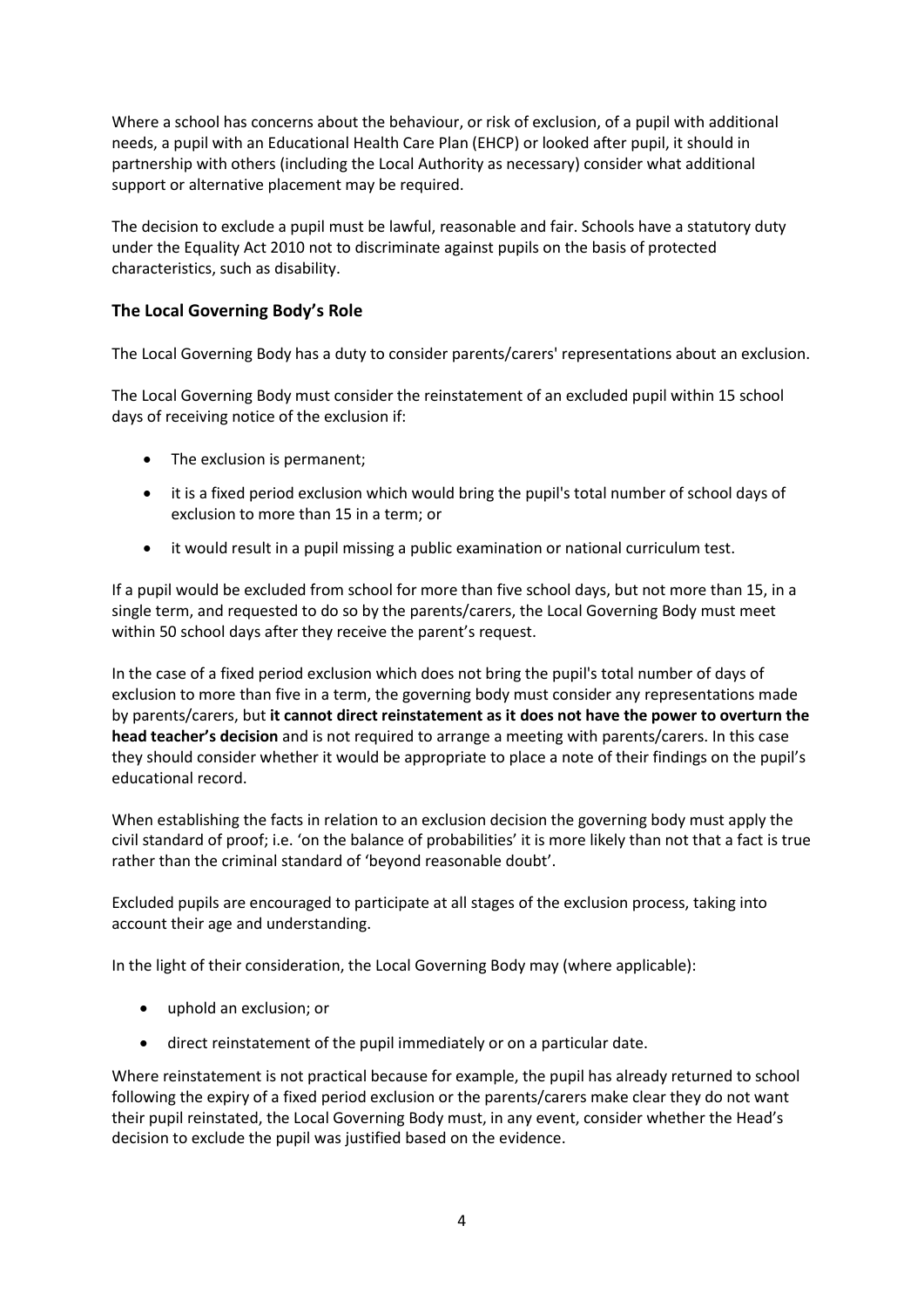Where a school has concerns about the behaviour, or risk of exclusion, of a pupil with additional needs, a pupil with an Educational Health Care Plan (EHCP) or looked after pupil, it should in partnership with others (including the Local Authority as necessary) consider what additional support or alternative placement may be required.

The decision to exclude a pupil must be lawful, reasonable and fair. Schools have a statutory duty under the Equality Act 2010 not to discriminate against pupils on the basis of protected characteristics, such as disability.

### The Local Governing Body's Role

The Local Governing Body has a duty to consider parents/carers' representations about an exclusion.

The Local Governing Body must consider the reinstatement of an excluded pupil within 15 school days of receiving notice of the exclusion if:

- The exclusion is permanent;
- it is a fixed period exclusion which would bring the pupil's total number of school days of exclusion to more than 15 in a term; or
- it would result in a pupil missing a public examination or national curriculum test.

If a pupil would be excluded from school for more than five school days, but not more than 15, in a single term, and requested to do so by the parents/carers, the Local Governing Body must meet within 50 school days after they receive the parent's request.

In the case of a fixed period exclusion which does not bring the pupil's total number of days of exclusion to more than five in a term, the governing body must consider any representations made by parents/carers, but **it cannot direct reinstatement as it does not have the power to overturn the head teacher's decision** and is not required to arrange a meeting with parents/carers. In this case they should consider whether it would be appropriate to place a note of their findings on the pupil's educational record.

When establishing the facts in relation to an exclusion decision the governing body must apply the civil standard of proof; i.e. 'on the balance of probabilities' it is more likely than not that a fact is true rather than the criminal standard of 'beyond reasonable doubt'.

Excluded pupils are encouraged to participate at all stages of the exclusion process, taking into account their age and understanding.

In the light of their consideration, the Local Governing Body may (where applicable):

- uphold an exclusion; or
- direct reinstatement of the pupil immediately or on a particular date.

Where reinstatement is not practical because for example, the pupil has already returned to school following the expiry of a fixed period exclusion or the parents/carers make clear they do not want their pupil reinstated, the Local Governing Body must, in any event, consider whether the Head's decision to exclude the pupil was justified based on the evidence.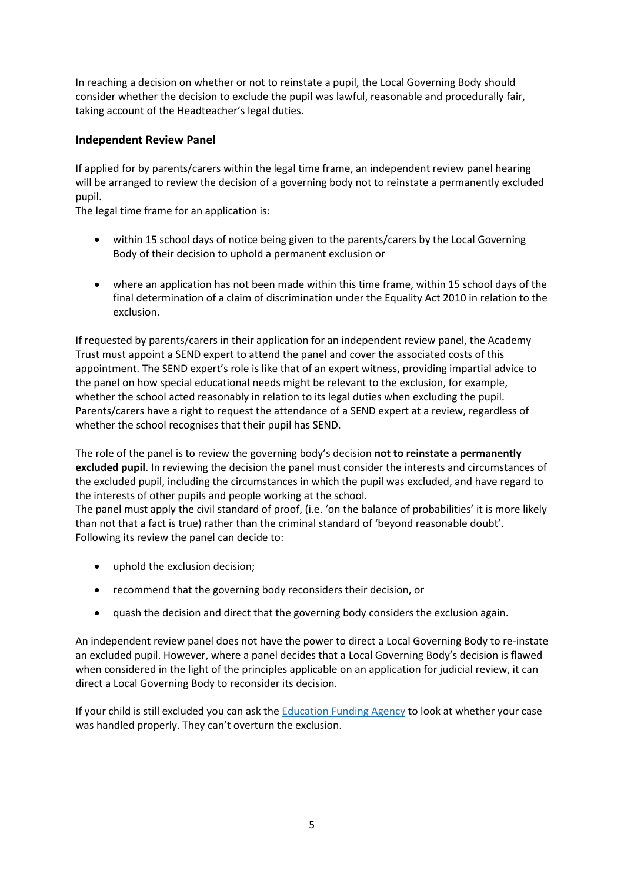In reaching a decision on whether or not to reinstate a pupil, the Local Governing Body should consider whether the decision to exclude the pupil was lawful, reasonable and procedurally fair, taking account of the Headteacher's legal duties.

### Independent Review Panel

If applied for by parents/carers within the legal time frame, an independent review panel hearing will be arranged to review the decision of a governing body not to reinstate a permanently excluded pupil.
The legal time frame for an application is:

- within 15 school days of notice being given to the parents/carers by the Local Governing Body of their decision to uphold a permanent exclusion or
- where an application has not been made within this time frame, within 15 school days of the final determination of a claim of discrimination under the Equality Act 2010 in relation to the exclusion.

If requested by parents/carers in their application for an independent review panel, the Academy Trust must appoint a SEND expert to attend the panel and cover the associated costs of this appointment. The SEND expert's role is like that of an expert witness, providing impartial advice to the panel on how special educational needs might be relevant to the exclusion, for example, whether the school acted reasonably in relation to its legal duties when excluding the pupil. Parents/carers have a right to request the attendance of a SEND expert at a review, regardless of whether the school recognises that their pupil has SEND.

The role of the panel is to review the governing body's decision **not to reinstate a permanently excluded pupil**. In reviewing the decision the panel must consider the interests and circumstances of the excluded pupil, including the circumstances in which the pupil was excluded, and have regard to the interests of other pupils and people working at the school.
The panel must apply the civil standard of proof, (i.e. 'on the balance of probabilities' it is more likely than not that a fact is true) rather than the criminal standard of 'beyond reasonable doubt'. Following its review the panel can decide to:

- uphold the exclusion decision;
- recommend that the governing body reconsiders their decision, or
- quash the decision and direct that the governing body considers the exclusion again.

An independent review panel does not have the power to direct a Local Governing Body to re-instate an excluded pupil. However, where a panel decides that a Local Governing Body's decision is flawed when considered in the light of the principles applicable on an application for judicial review, it can direct a Local Governing Body to reconsider its decision.

If your child is still excluded you can ask the Education Funding Agency to look at whether your case was handled properly. They can't overturn the exclusion.